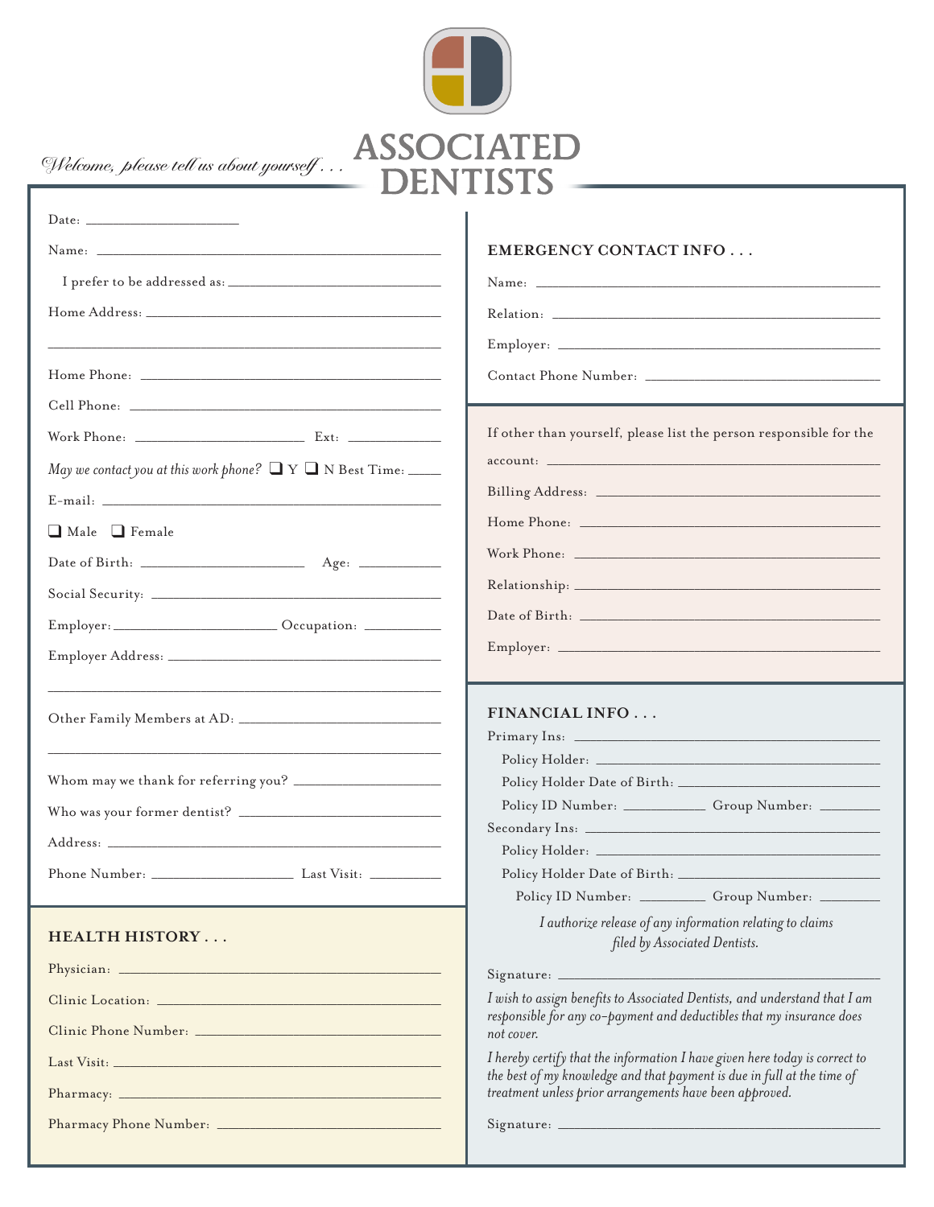*Welcome, please tell us about yourself . . .*

# ASSOCIATED DENTISTS

Date: ____________________

Name: ____________________

I prefer to be addressed as: ____________________

Home Address: ____________________

____________________

Home Phone: ____________________

Cell Phone: ____________________

Work Phone: ____________________ Ext: __________

*May we contact you at this work phone?* ❑ Y ❑ N Best Time: _____

E-mail: ____________________

❑ Male ❑ Female

Date of Birth: ____________________ Age: __________

Social Security: ____________________

Employer: ____________________ Occupation: __________

Employer Address: ____________________

____________________

Other Family Members at AD: ____________________

____________________

Whom may we thank for referring you? ____________________

Who was your former dentist? ____________________

Address: ____________________

Phone Number: ____________________ Last Visit: __________

## HEALTH HISTORY . . .

Physician: ____________________

Clinic Location: ____________________

Clinic Phone Number: ____________________

Last Visit: ____________________

Pharmacy: ____________________

Pharmacy Phone Number: ____________________

## EMERGENCY CONTACT INFO . . .

Name: ____________________

Relation: ____________________

Employer: ____________________

Contact Phone Number: ____________________

If other than yourself, please list the person responsible for the account: ____________________

Billing Address: ____________________

Home Phone: ____________________

Work Phone: ____________________

Relationship: ____________________

Date of Birth: ____________________

Employer: ____________________

## FINANCIAL INFO . . .

Primary Ins: ____________________

Policy Holder: ____________________

Policy Holder Date of Birth: ____________________

Policy ID Number: __________ Group Number: __________

Secondary Ins: ____________________

Policy Holder: ____________________

Policy Holder Date of Birth: ____________________

Policy ID Number: __________ Group Number: __________

*I authorize release of any information relating to claims filed by Associated Dentists.*

Signature: ____________________

*I wish to assign benefits to Associated Dentists, and understand that I am responsible for any co-payment and deductibles that my insurance does not cover.*

*I hereby certify that the information I have given here today is correct to the best of my knowledge and that payment is due in full at the time of treatment unless prior arrangements have been approved.*

Signature: ____________________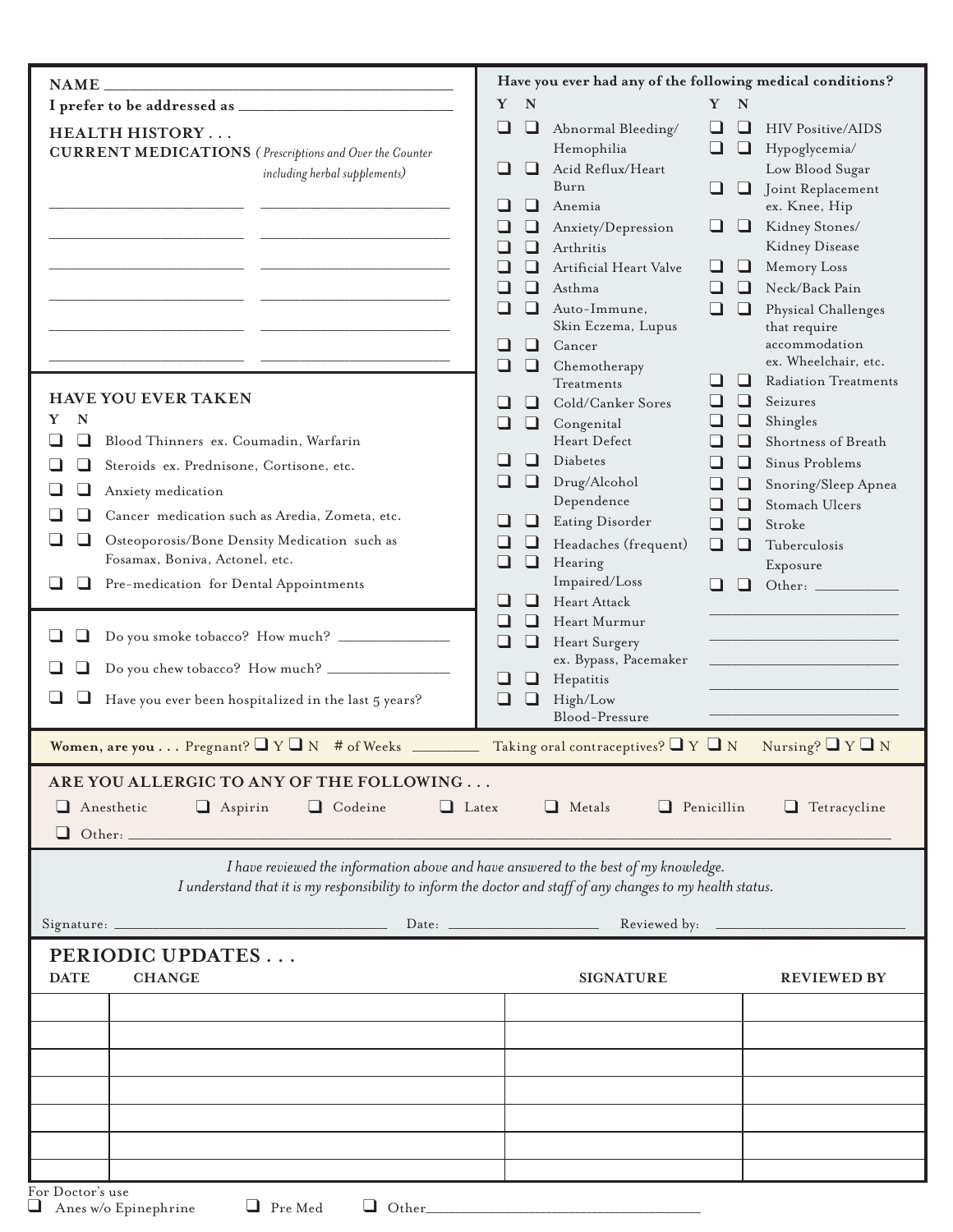**NAME** ______________________________________

**I prefer to be addressed as** ______________________________

## HEALTH HISTORY . . .

**CURRENT MEDICATIONS** *(Prescriptions and Over the Counter including herbal supplements)*

______________________ ______________________

______________________ ______________________

______________________ ______________________

______________________ ______________________

______________________ ______________________

______________________ ______________________

### HAVE YOU EVER TAKEN

| Y | N | |
|---|---|---|
| ❑ | ❑ | Blood Thinners ex. Coumadin, Warfarin |
| ❑ | ❑ | Steroids ex. Prednisone, Cortisone, etc. |
| ❑ | ❑ | Anxiety medication |
| ❑ | ❑ | Cancer medication such as Aredia, Zometa, etc. |
| ❑ | ❑ | Osteoporosis/Bone Density Medication such as Fosamax, Boniva, Actonel, etc. |
| ❑ | ❑ | Pre-medication for Dental Appointments |

| Y | N | |
|---|---|---|
| ❑ | ❑ | Do you smoke tobacco? How much? ______________ |
| ❑ | ❑ | Do you chew tobacco? How much? ______________ |
| ❑ | ❑ | Have you ever been hospitalized in the last 5 years? |

**Have you ever had any of the following medical conditions?**

| Y | N | Condition |
|---|---|---|
| ❑ | ❑ | Abnormal Bleeding/ Hemophilia |
| ❑ | ❑ | Acid Reflux/Heart Burn |
| ❑ | ❑ | Anemia |
| ❑ | ❑ | Anxiety/Depression |
| ❑ | ❑ | Arthritis |
| ❑ | ❑ | Artificial Heart Valve |
| ❑ | ❑ | Asthma |
| ❑ | ❑ | Auto-Immune, Skin Eczema, Lupus |
| ❑ | ❑ | Cancer |
| ❑ | ❑ | Chemotherapy Treatments |
| ❑ | ❑ | Cold/Canker Sores |
| ❑ | ❑ | Congenital Heart Defect |
| ❑ | ❑ | Diabetes |
| ❑ | ❑ | Drug/Alcohol Dependence |
| ❑ | ❑ | Eating Disorder |
| ❑ | ❑ | Headaches (frequent) |
| ❑ | ❑ | Hearing Impaired/Loss |
| ❑ | ❑ | Heart Attack |
| ❑ | ❑ | Heart Murmur |
| ❑ | ❑ | Heart Surgery ex. Bypass, Pacemaker |
| ❑ | ❑ | Hepatitis |
| ❑ | ❑ | High/Low Blood-Pressure |
| ❑ | ❑ | HIV Positive/AIDS |
| ❑ | ❑ | Hypoglycemia/ Low Blood Sugar |
| ❑ | ❑ | Joint Replacement ex. Knee, Hip |
| ❑ | ❑ | Kidney Stones/ Kidney Disease |
| ❑ | ❑ | Memory Loss |
| ❑ | ❑ | Neck/Back Pain |
| ❑ | ❑ | Physical Challenges that require accommodation ex. Wheelchair, etc. |
| ❑ | ❑ | Radiation Treatments |
| ❑ | ❑ | Seizures |
| ❑ | ❑ | Shingles |
| ❑ | ❑ | Shortness of Breath |
| ❑ | ❑ | Sinus Problems |
| ❑ | ❑ | Snoring/Sleep Apnea |
| ❑ | ❑ | Stomach Ulcers |
| ❑ | ❑ | Stroke |
| ❑ | ❑ | Tuberculosis Exposure |
| ❑ | ❑ | Other: ____________ |

______________________

______________________

______________________

______________________

______________________

**Women, are you . . .** Pregnant? ❑ Y ❑ N # of Weeks ________ Taking oral contraceptives? ❑ Y ❑ N Nursing? ❑ Y ❑ N

### ARE YOU ALLERGIC TO ANY OF THE FOLLOWING . . .

❑ Anesthetic ❑ Aspirin ❑ Codeine ❑ Latex ❑ Metals ❑ Penicillin ❑ Tetracycline

❑ Other: ______________________________________________

*I have reviewed the information above and have answered to the best of my knowledge.*
*I understand that it is my responsibility to inform the doctor and staff of any changes to my health status.*

Signature: ______________________ Date: ______________ Reviewed by: ______________________

## PERIODIC UPDATES . . .

| DATE | CHANGE | SIGNATURE | REVIEWED BY |
|---|---|---|---|
| | | | |
| | | | |
| | | | |
| | | | |
| | | | |
| | | | |
| | | | |

For Doctor's use

❑ Anes w/o Epinephrine ❑ Pre Med ❑ Other______________________________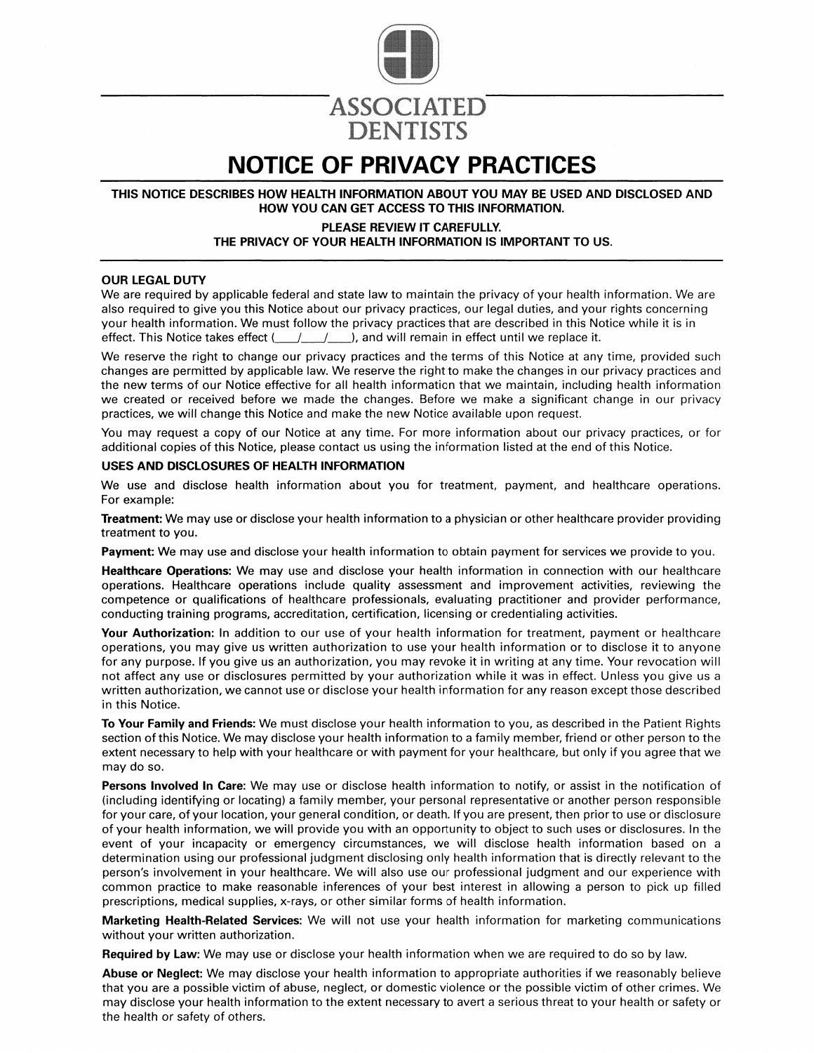ASSOCIATED DENTISTS

# NOTICE OF PRIVACY PRACTICES

**THIS NOTICE DESCRIBES HOW HEALTH INFORMATION ABOUT YOU MAY BE USED AND DISCLOSED AND HOW YOU CAN GET ACCESS TO THIS INFORMATION.**

**PLEASE REVIEW IT CAREFULLY.**
**THE PRIVACY OF YOUR HEALTH INFORMATION IS IMPORTANT TO US.**

## OUR LEGAL DUTY

We are required by applicable federal and state law to maintain the privacy of your health information. We are also required to give you this Notice about our privacy practices, our legal duties, and your rights concerning your health information. We must follow the privacy practices that are described in this Notice while it is in effect. This Notice takes effect (___/___/___), and will remain in effect until we replace it.

We reserve the right to change our privacy practices and the terms of this Notice at any time, provided such changes are permitted by applicable law. We reserve the right to make the changes in our privacy practices and the new terms of our Notice effective for all health information that we maintain, including health information we created or received before we made the changes. Before we make a significant change in our privacy practices, we will change this Notice and make the new Notice available upon request.

You may request a copy of our Notice at any time. For more information about our privacy practices, or for additional copies of this Notice, please contact us using the information listed at the end of this Notice.

## USES AND DISCLOSURES OF HEALTH INFORMATION

We use and disclose health information about you for treatment, payment, and healthcare operations. For example:

**Treatment:** We may use or disclose your health information to a physician or other healthcare provider providing treatment to you.

**Payment:** We may use and disclose your health information to obtain payment for services we provide to you.

**Healthcare Operations:** We may use and disclose your health information in connection with our healthcare operations. Healthcare operations include quality assessment and improvement activities, reviewing the competence or qualifications of healthcare professionals, evaluating practitioner and provider performance, conducting training programs, accreditation, certification, licensing or credentialing activities.

**Your Authorization:** In addition to our use of your health information for treatment, payment or healthcare operations, you may give us written authorization to use your health information or to disclose it to anyone for any purpose. If you give us an authorization, you may revoke it in writing at any time. Your revocation will not affect any use or disclosures permitted by your authorization while it was in effect. Unless you give us a written authorization, we cannot use or disclose your health information for any reason except those described in this Notice.

**To Your Family and Friends:** We must disclose your health information to you, as described in the Patient Rights section of this Notice. We may disclose your health information to a family member, friend or other person to the extent necessary to help with your healthcare or with payment for your healthcare, but only if you agree that we may do so.

**Persons Involved In Care:** We may use or disclose health information to notify, or assist in the notification of (including identifying or locating) a family member, your personal representative or another person responsible for your care, of your location, your general condition, or death. If you are present, then prior to use or disclosure of your health information, we will provide you with an opportunity to object to such uses or disclosures. In the event of your incapacity or emergency circumstances, we will disclose health information based on a determination using our professional judgment disclosing only health information that is directly relevant to the person's involvement in your healthcare. We will also use our professional judgment and our experience with common practice to make reasonable inferences of your best interest in allowing a person to pick up filled prescriptions, medical supplies, x-rays, or other similar forms of health information.

**Marketing Health-Related Services:** We will not use your health information for marketing communications without your written authorization.

**Required by Law:** We may use or disclose your health information when we are required to do so by law.

**Abuse or Neglect:** We may disclose your health information to appropriate authorities if we reasonably believe that you are a possible victim of abuse, neglect, or domestic violence or the possible victim of other crimes. We may disclose your health information to the extent necessary to avert a serious threat to your health or safety or the health or safety of others.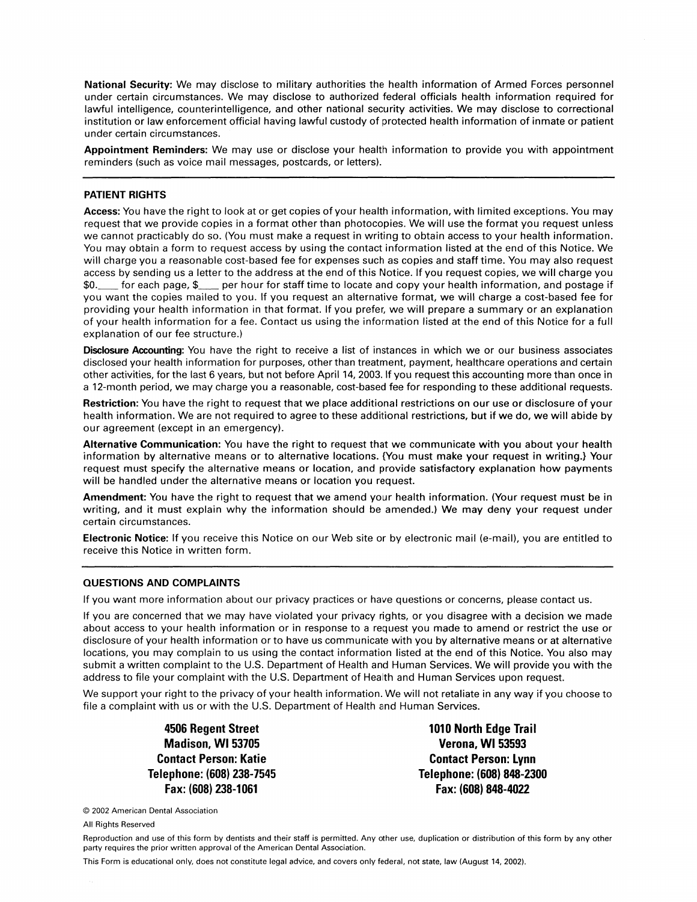**National Security:** We may disclose to military authorities the health information of Armed Forces personnel under certain circumstances. We may disclose to authorized federal officials health information required for lawful intelligence, counterintelligence, and other national security activities. We may disclose to correctional institution or law enforcement official having lawful custody of protected health information of inmate or patient under certain circumstances.

**Appointment Reminders:** We may use or disclose your health information to provide you with appointment reminders (such as voice mail messages, postcards, or letters).

---

**PATIENT RIGHTS**

**Access:** You have the right to look at or get copies of your health information, with limited exceptions. You may request that we provide copies in a format other than photocopies. We will use the format you request unless we cannot practicably do so. (You must make a request in writing to obtain access to your health information. You may obtain a form to request access by using the contact information listed at the end of this Notice. We will charge you a reasonable cost-based fee for expenses such as copies and staff time. You may also request access by sending us a letter to the address at the end of this Notice. If you request copies, we will charge you $0.____ for each page, $____ per hour for staff time to locate and copy your health information, and postage if you want the copies mailed to you. If you request an alternative format, we will charge a cost-based fee for providing your health information in that format. If you prefer, we will prepare a summary or an explanation of your health information for a fee. Contact us using the information listed at the end of this Notice for a full explanation of our fee structure.)

**Disclosure Accounting:** You have the right to receive a list of instances in which we or our business associates disclosed your health information for purposes, other than treatment, payment, healthcare operations and certain other activities, for the last 6 years, but not before April 14, 2003. If you request this accounting more than once in a 12-month period, we may charge you a reasonable, cost-based fee for responding to these additional requests.

**Restriction:** You have the right to request that we place additional restrictions on our use or disclosure of your health information. We are not required to agree to these additional restrictions, but if we do, we will abide by our agreement (except in an emergency).

**Alternative Communication:** You have the right to request that we communicate with you about your health information by alternative means or to alternative locations. (You must make your request in writing.) Your request must specify the alternative means or location, and provide satisfactory explanation how payments will be handled under the alternative means or location you request.

**Amendment:** You have the right to request that we amend your health information. (Your request must be in writing, and it must explain why the information should be amended.) We may deny your request under certain circumstances.

**Electronic Notice:** If you receive this Notice on our Web site or by electronic mail (e-mail), you are entitled to receive this Notice in written form.

---

**QUESTIONS AND COMPLAINTS**

If you want more information about our privacy practices or have questions or concerns, please contact us.

If you are concerned that we may have violated your privacy rights, or you disagree with a decision we made about access to your health information or in response to a request you made to amend or restrict the use or disclosure of your health information or to have us communicate with you by alternative means or at alternative locations, you may complain to us using the contact information listed at the end of this Notice. You also may submit a written complaint to the U.S. Department of Health and Human Services. We will provide you with the address to file your complaint with the U.S. Department of Health and Human Services upon request.

We support your right to the privacy of your health information. We will not retaliate in any way if you choose to file a complaint with us or with the U.S. Department of Health and Human Services.

**4506 Regent Street**
**Madison, WI 53705**
**Contact Person: Katie**
**Telephone: (608) 238-7545**
**Fax: (608) 238-1061**

**1010 North Edge Trail**
**Verona, WI 53593**
**Contact Person: Lynn**
**Telephone: (608) 848-2300**
**Fax: (608) 848-4022**

© 2002 American Dental Association

All Rights Reserved

Reproduction and use of this form by dentists and their staff is permitted. Any other use, duplication or distribution of this form by any other party requires the prior written approval of the American Dental Association.

This Form is educational only, does not constitute legal advice, and covers only federal, not state, law (August 14, 2002).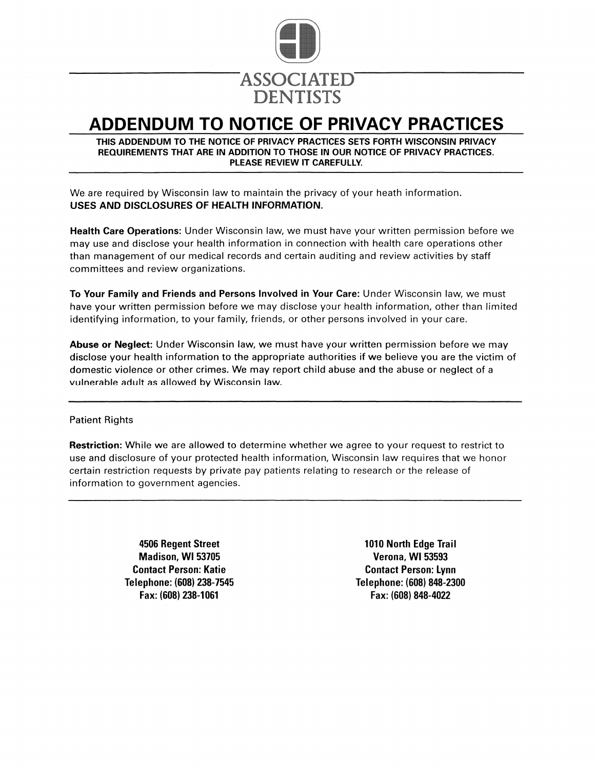ASSOCIATED DENTISTS

# ADDENDUM TO NOTICE OF PRIVACY PRACTICES

**THIS ADDENDUM TO THE NOTICE OF PRIVACY PRACTICES SETS FORTH WISCONSIN PRIVACY REQUIREMENTS THAT ARE IN ADDITION TO THOSE IN OUR NOTICE OF PRIVACY PRACTICES. PLEASE REVIEW IT CAREFULLY.**

We are required by Wisconsin law to maintain the privacy of your heath information.
**USES AND DISCLOSURES OF HEALTH INFORMATION.**

**Health Care Operations:** Under Wisconsin law, we must have your written permission before we may use and disclose your health information in connection with health care operations other than management of our medical records and certain auditing and review activities by staff committees and review organizations.

**To Your Family and Friends and Persons Involved in Your Care:** Under Wisconsin law, we must have your written permission before we may disclose your health information, other than limited identifying information, to your family, friends, or other persons involved in your care.

**Abuse or Neglect:** Under Wisconsin law, we must have your written permission before we may disclose your health information to the appropriate authorities if we believe you are the victim of domestic violence or other crimes. We may report child abuse and the abuse or neglect of a vulnerable adult as allowed by Wisconsin law.

---

Patient Rights

**Restriction:** While we are allowed to determine whether we agree to your request to restrict to use and disclosure of your protected health information, Wisconsin law requires that we honor certain restriction requests by private pay patients relating to research or the release of information to government agencies.

---

**4506 Regent Street**
**Madison, WI 53705**
**Contact Person: Katie**
**Telephone: (608) 238-7545**
**Fax: (608) 238-1061**

**1010 North Edge Trail**
**Verona, WI 53593**
**Contact Person: Lynn**
**Telephone: (608) 848-2300**
**Fax: (608) 848-4022**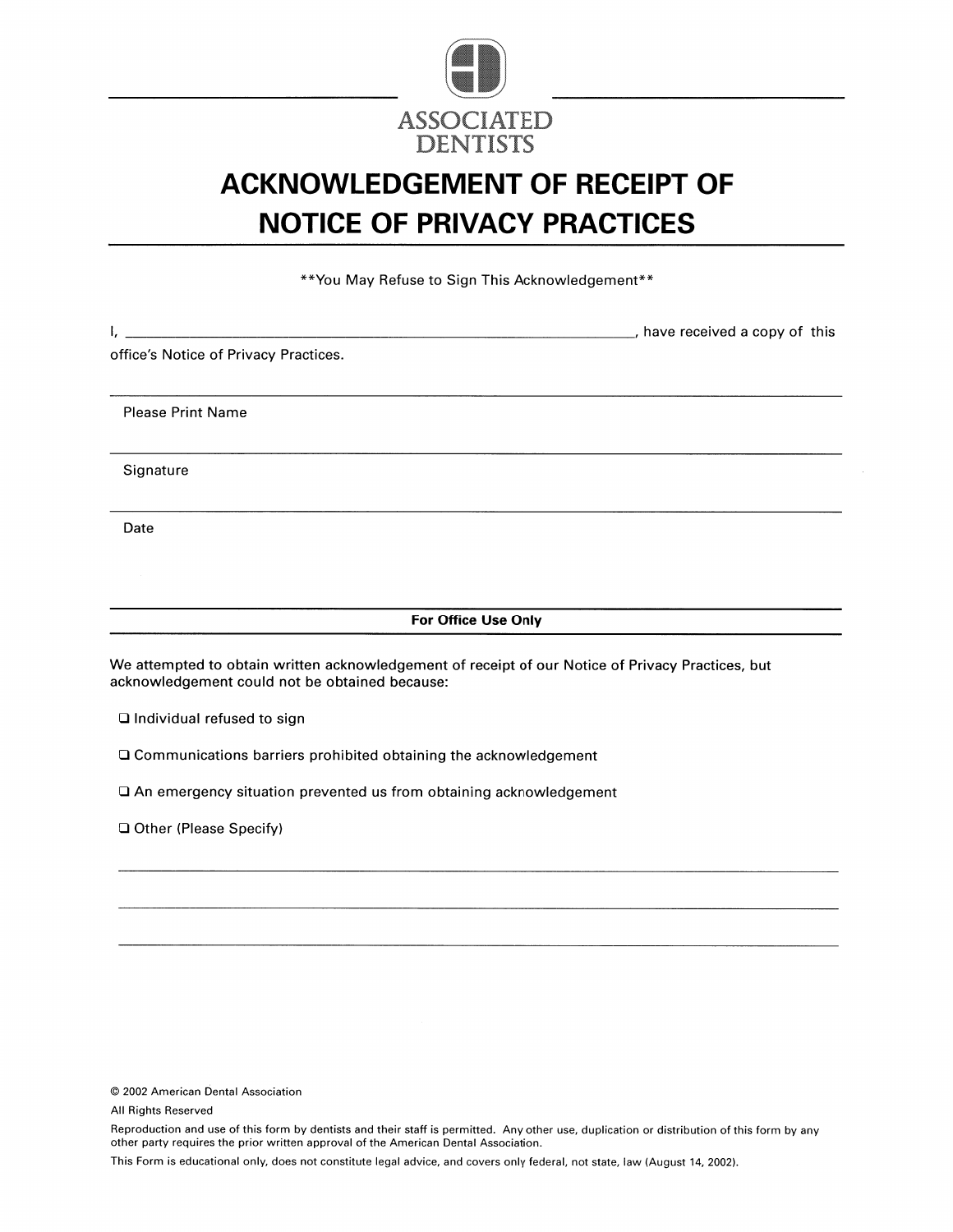ASSOCIATED DENTISTS

# ACKNOWLEDGEMENT OF RECEIPT OF NOTICE OF PRIVACY PRACTICES

**You May Refuse to Sign This Acknowledgement**

I, ______________________________________________, have received a copy of this office's Notice of Privacy Practices.

______________________________________________

Please Print Name

______________________________________________

Signature

______________________________________________

Date

**For Office Use Only**

We attempted to obtain written acknowledgement of receipt of our Notice of Privacy Practices, but acknowledgement could not be obtained because:

- ❑ Individual refused to sign
- ❑ Communications barriers prohibited obtaining the acknowledgement
- ❑ An emergency situation prevented us from obtaining acknowledgement
- ❑ Other (Please Specify)

______________________________________________

______________________________________________

______________________________________________

© 2002 American Dental Association

All Rights Reserved

Reproduction and use of this form by dentists and their staff is permitted. Any other use, duplication or distribution of this form by any other party requires the prior written approval of the American Dental Association.

This Form is educational only, does not constitute legal advice, and covers only federal, not state, law (August 14, 2002).